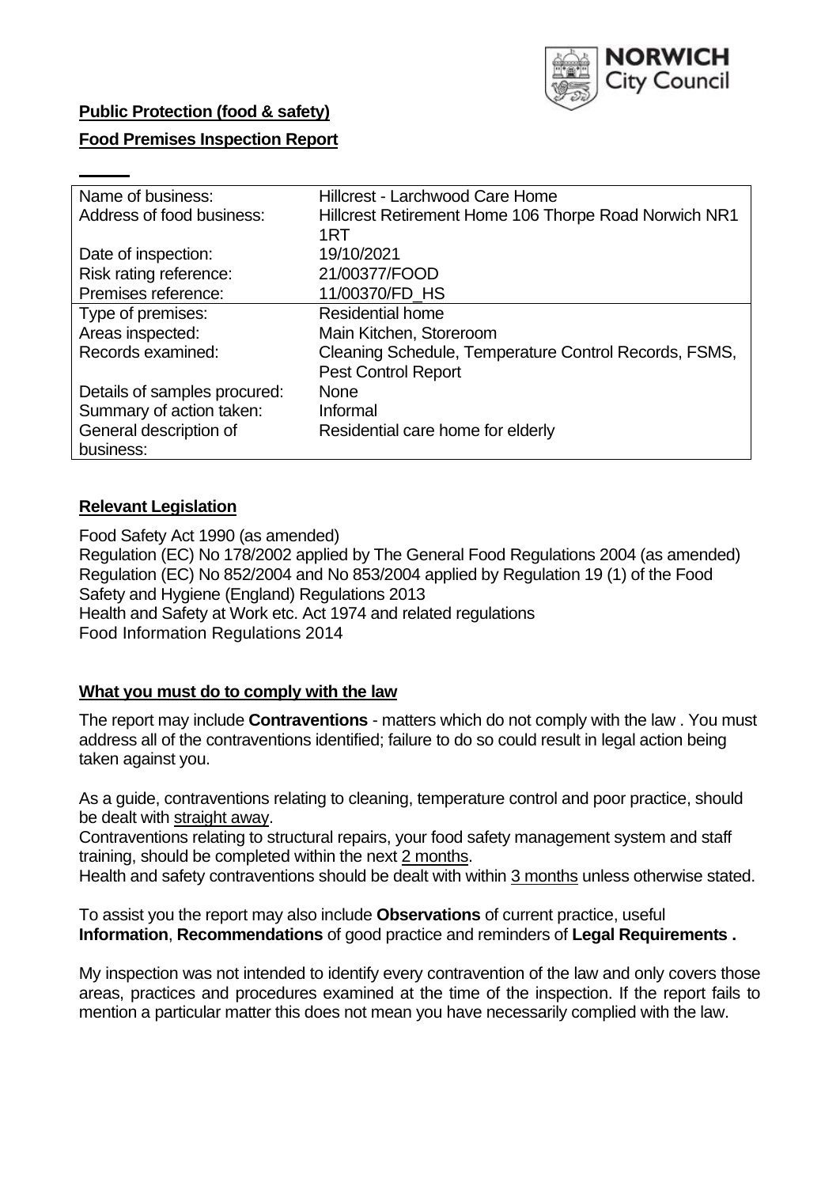**Public Protection (food & safety)**

**Food Premises Inspection Report**

| | |
|---|---|
| Name of business: | Hillcrest - Larchwood Care Home |
| Address of food business: | Hillcrest Retirement Home 106 Thorpe Road Norwich NR1 1RT |
| Date of inspection: | 19/10/2021 |
| Risk rating reference: | 21/00377/FOOD |
| Premises reference: | 11/00370/FD_HS |
| Type of premises: | Residential home |
| Areas inspected: | Main Kitchen, Storeroom |
| Records examined: | Cleaning Schedule, Temperature Control Records, FSMS, Pest Control Report |
| Details of samples procured: | None |
| Summary of action taken: | Informal |
| General description of business: | Residential care home for elderly |

## **Relevant Legislation**

Food Safety Act 1990 (as amended)
Regulation (EC) No 178/2002 applied by The General Food Regulations 2004 (as amended)
Regulation (EC) No 852/2004 and No 853/2004 applied by Regulation 19 (1) of the Food Safety and Hygiene (England) Regulations 2013
Health and Safety at Work etc. Act 1974 and related regulations
Food Information Regulations 2014

## **What you must do to comply with the law**

The report may include **Contraventions** - matters which do not comply with the law . You must address all of the contraventions identified; failure to do so could result in legal action being taken against you.

As a guide, contraventions relating to cleaning, temperature control and poor practice, should be dealt with straight away.
Contraventions relating to structural repairs, your food safety management system and staff training, should be completed within the next 2 months.
Health and safety contraventions should be dealt with within 3 months unless otherwise stated.

To assist you the report may also include **Observations** of current practice, useful **Information**, **Recommendations** of good practice and reminders of **Legal Requirements .**

My inspection was not intended to identify every contravention of the law and only covers those areas, practices and procedures examined at the time of the inspection. If the report fails to mention a particular matter this does not mean you have necessarily complied with the law.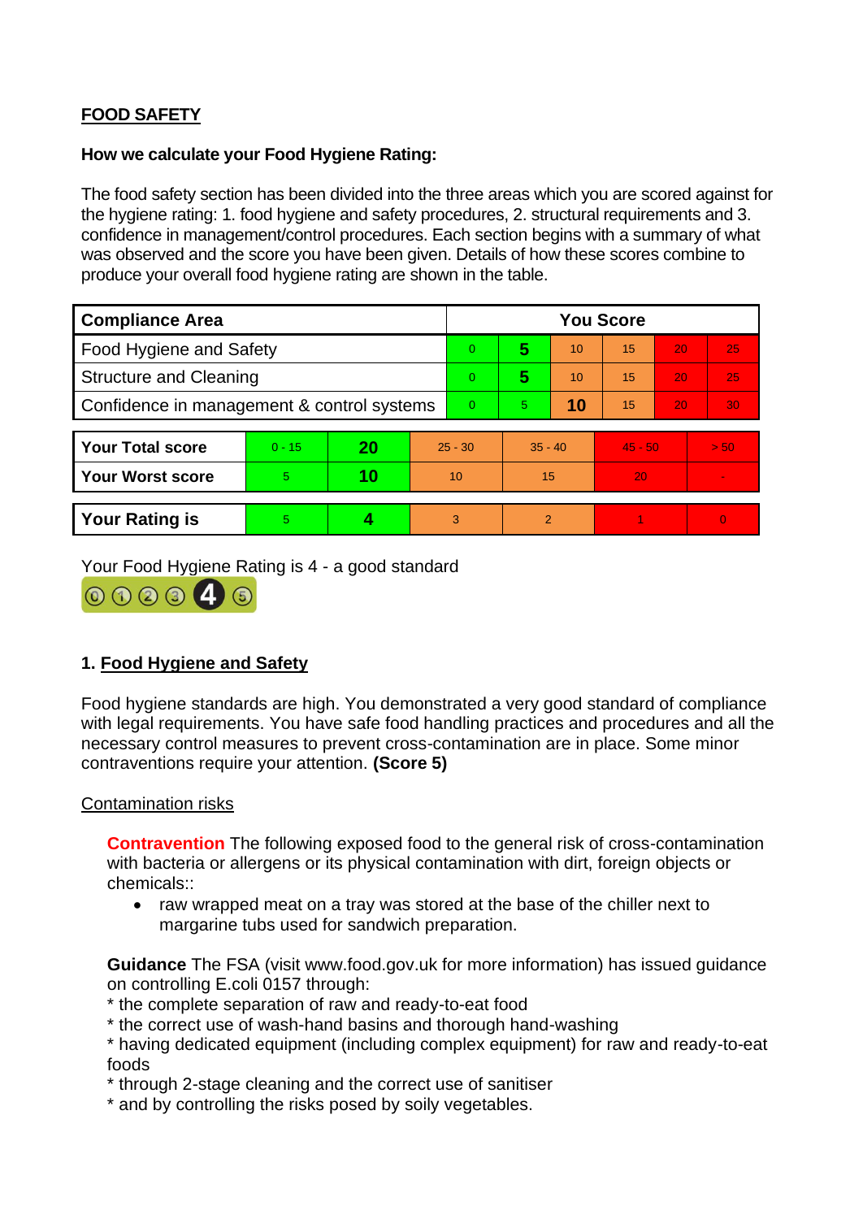**FOOD SAFETY**

**How we calculate your Food Hygiene Rating:**

The food safety section has been divided into the three areas which you are scored against for the hygiene rating: 1. food hygiene and safety procedures, 2. structural requirements and 3. confidence in management/control procedures. Each section begins with a summary of what was observed and the score you have been given. Details of how these scores combine to produce your overall food hygiene rating are shown in the table.

| Compliance Area | You Score | | | | | |
|---|---|---|---|---|---|---|
| Food Hygiene and Safety | 0 | **5** | 10 | 15 | 20 | 25 |
| Structure and Cleaning | 0 | **5** | 10 | 15 | 20 | 25 |
| Confidence in management & control systems | 0 | 5 | **10** | 15 | 20 | 30 |

| | | | | | | |
|---|---|---|---|---|---|---|
| **Your Total score** | 0 - 15 | **20** | 25 - 30 | 35 - 40 | 45 - 50 | > 50 |
| **Your Worst score** | 5 | **10** | 10 | 15 | 20 | - |

| | | | | | | |
|---|---|---|---|---|---|---|
| **Your Rating is** | 5 | **4** | 3 | 2 | 1 | 0 |

Your Food Hygiene Rating is 4 - a good standard

## 1. Food Hygiene and Safety

Food hygiene standards are high. You demonstrated a very good standard of compliance with legal requirements. You have safe food handling practices and procedures and all the necessary control measures to prevent cross-contamination are in place. Some minor contraventions require your attention. **(Score 5)**

### Contamination risks

**Contravention** The following exposed food to the general risk of cross-contamination with bacteria or allergens or its physical contamination with dirt, foreign objects or chemicals::

- raw wrapped meat on a tray was stored at the base of the chiller next to margarine tubs used for sandwich preparation.

**Guidance** The FSA (visit www.food.gov.uk for more information) has issued guidance on controlling E.coli 0157 through:

* the complete separation of raw and ready-to-eat food
* the correct use of wash-hand basins and thorough hand-washing
* having dedicated equipment (including complex equipment) for raw and ready-to-eat foods
* through 2-stage cleaning and the correct use of sanitiser
* and by controlling the risks posed by soily vegetables.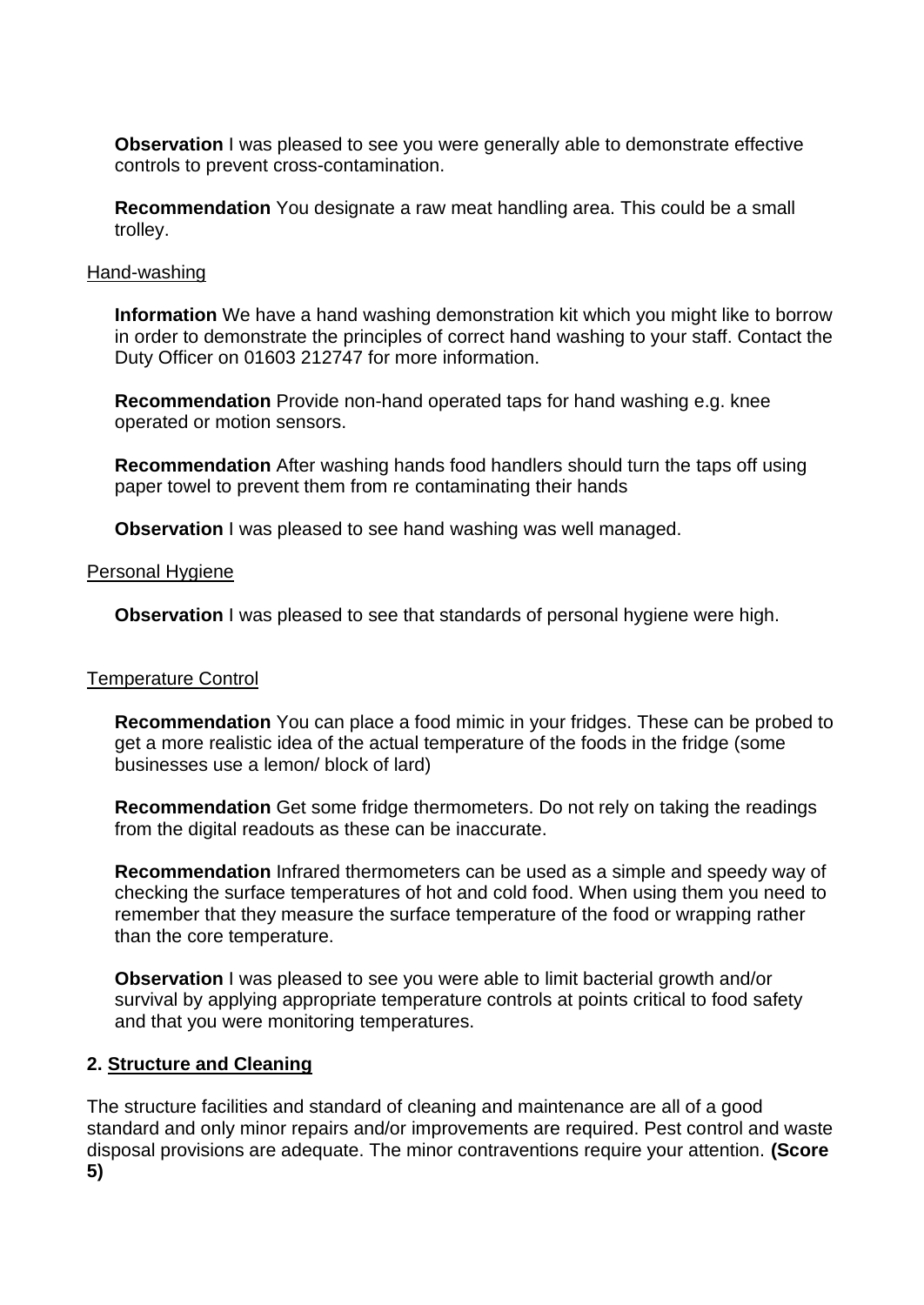**Observation** I was pleased to see you were generally able to demonstrate effective controls to prevent cross-contamination.

**Recommendation** You designate a raw meat handling area. This could be a small trolley.

Hand-washing

**Information** We have a hand washing demonstration kit which you might like to borrow in order to demonstrate the principles of correct hand washing to your staff. Contact the Duty Officer on 01603 212747 for more information.

**Recommendation** Provide non-hand operated taps for hand washing e.g. knee operated or motion sensors.

**Recommendation** After washing hands food handlers should turn the taps off using paper towel to prevent them from re contaminating their hands

**Observation** I was pleased to see hand washing was well managed.

Personal Hygiene

**Observation** I was pleased to see that standards of personal hygiene were high.

Temperature Control

**Recommendation** You can place a food mimic in your fridges. These can be probed to get a more realistic idea of the actual temperature of the foods in the fridge (some businesses use a lemon/ block of lard)

**Recommendation** Get some fridge thermometers. Do not rely on taking the readings from the digital readouts as these can be inaccurate.

**Recommendation** Infrared thermometers can be used as a simple and speedy way of checking the surface temperatures of hot and cold food. When using them you need to remember that they measure the surface temperature of the food or wrapping rather than the core temperature.

**Observation** I was pleased to see you were able to limit bacterial growth and/or survival by applying appropriate temperature controls at points critical to food safety and that you were monitoring temperatures.

**2. Structure and Cleaning**

The structure facilities and standard of cleaning and maintenance are all of a good standard and only minor repairs and/or improvements are required. Pest control and waste disposal provisions are adequate. The minor contraventions require your attention. **(Score 5)**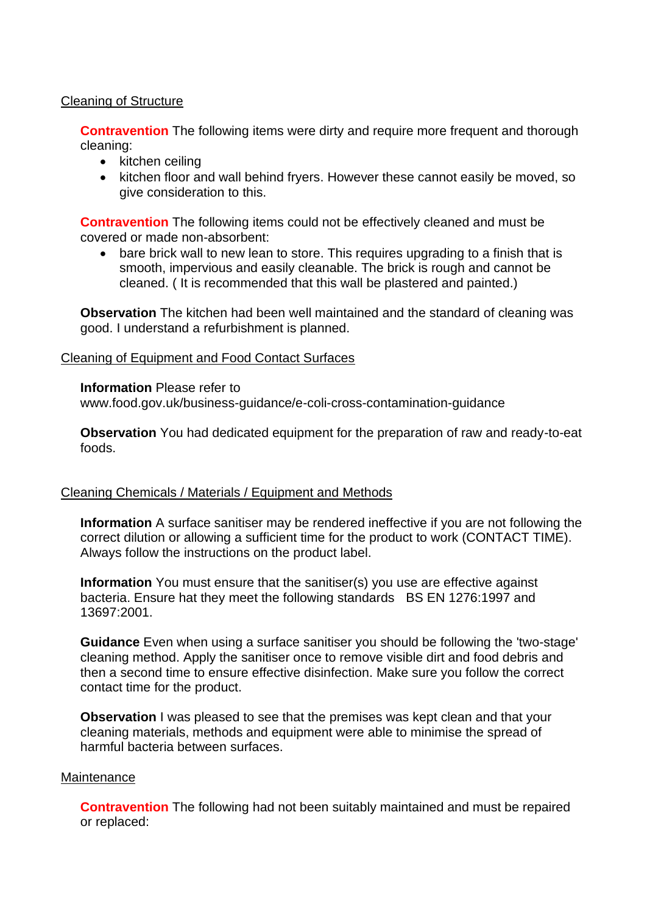Cleaning of Structure

**Contravention** The following items were dirty and require more frequent and thorough cleaning:

- kitchen ceiling
- kitchen floor and wall behind fryers. However these cannot easily be moved, so give consideration to this.

**Contravention** The following items could not be effectively cleaned and must be covered or made non-absorbent:

- bare brick wall to new lean to store. This requires upgrading to a finish that is smooth, impervious and easily cleanable. The brick is rough and cannot be cleaned. ( It is recommended that this wall be plastered and painted.)

**Observation** The kitchen had been well maintained and the standard of cleaning was good. I understand a refurbishment is planned.

Cleaning of Equipment and Food Contact Surfaces

**Information** Please refer to www.food.gov.uk/business-guidance/e-coli-cross-contamination-guidance

**Observation** You had dedicated equipment for the preparation of raw and ready-to-eat foods.

Cleaning Chemicals / Materials / Equipment and Methods

**Information** A surface sanitiser may be rendered ineffective if you are not following the correct dilution or allowing a sufficient time for the product to work (CONTACT TIME). Always follow the instructions on the product label.

**Information** You must ensure that the sanitiser(s) you use are effective against bacteria. Ensure hat they meet the following standards BS EN 1276:1997 and 13697:2001.

**Guidance** Even when using a surface sanitiser you should be following the 'two-stage' cleaning method. Apply the sanitiser once to remove visible dirt and food debris and then a second time to ensure effective disinfection. Make sure you follow the correct contact time for the product.

**Observation** I was pleased to see that the premises was kept clean and that your cleaning materials, methods and equipment were able to minimise the spread of harmful bacteria between surfaces.

Maintenance

**Contravention** The following had not been suitably maintained and must be repaired or replaced: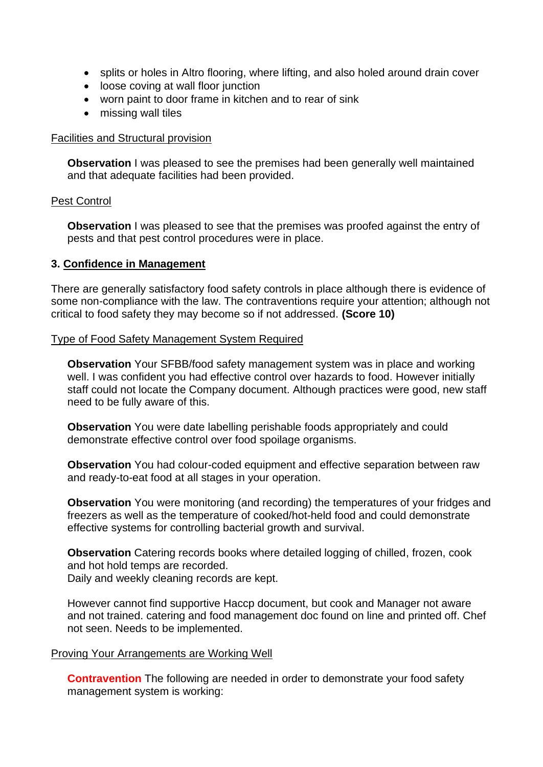- splits or holes in Altro flooring, where lifting, and also holed around drain cover
- loose coving at wall floor junction
- worn paint to door frame in kitchen and to rear of sink
- missing wall tiles

Facilities and Structural provision

**Observation** I was pleased to see the premises had been generally well maintained and that adequate facilities had been provided.

Pest Control

**Observation** I was pleased to see that the premises was proofed against the entry of pests and that pest control procedures were in place.

### 3. Confidence in Management

There are generally satisfactory food safety controls in place although there is evidence of some non-compliance with the law. The contraventions require your attention; although not critical to food safety they may become so if not addressed. **(Score 10)**

Type of Food Safety Management System Required

**Observation** Your SFBB/food safety management system was in place and working well. I was confident you had effective control over hazards to food. However initially staff could not locate the Company document. Although practices were good, new staff need to be fully aware of this.

**Observation** You were date labelling perishable foods appropriately and could demonstrate effective control over food spoilage organisms.

**Observation** You had colour-coded equipment and effective separation between raw and ready-to-eat food at all stages in your operation.

**Observation** You were monitoring (and recording) the temperatures of your fridges and freezers as well as the temperature of cooked/hot-held food and could demonstrate effective systems for controlling bacterial growth and survival.

**Observation** Catering records books where detailed logging of chilled, frozen, cook and hot hold temps are recorded.
Daily and weekly cleaning records are kept.

However cannot find supportive Haccp document, but cook and Manager not aware and not trained. catering and food management doc found on line and printed off. Chef not seen. Needs to be implemented.

Proving Your Arrangements are Working Well

**Contravention** The following are needed in order to demonstrate your food safety management system is working: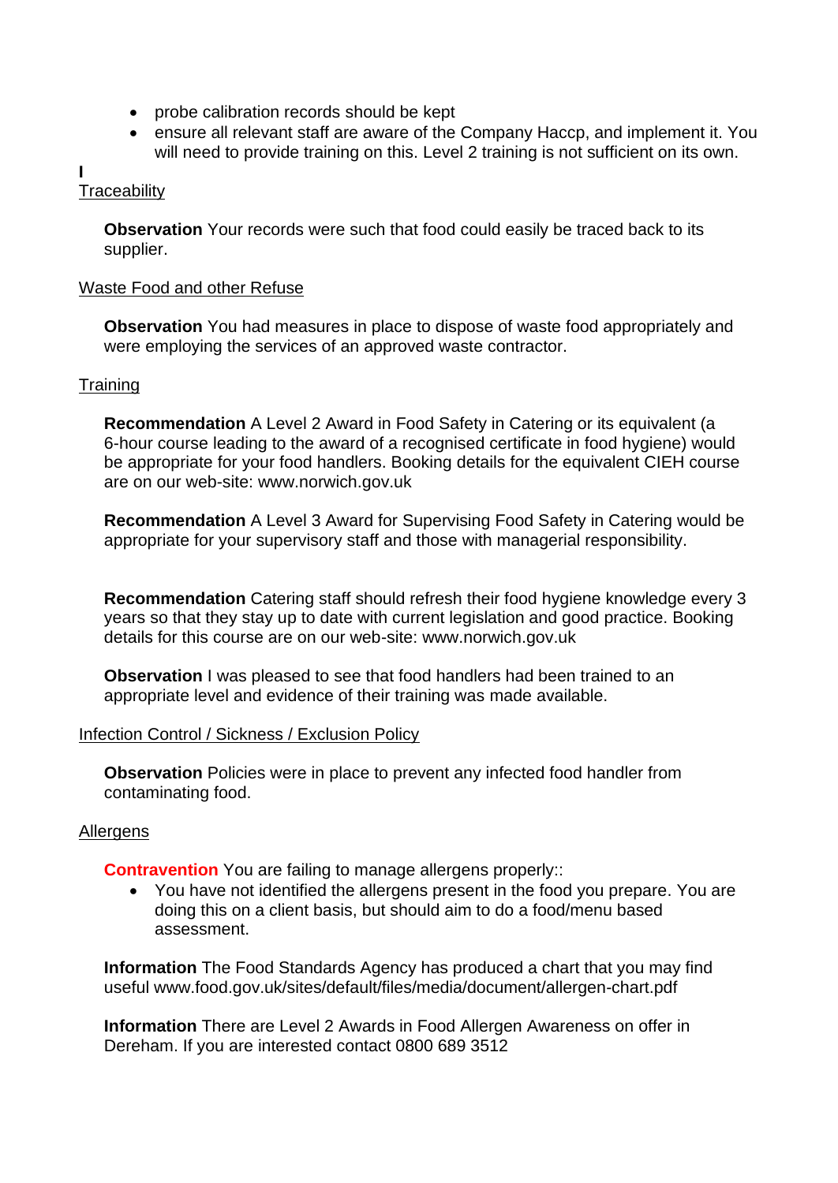- probe calibration records should be kept
- ensure all relevant staff are aware of the Company Haccp, and implement it. You will need to provide training on this. Level 2 training is not sufficient on its own.

**I**

Traceability

**Observation** Your records were such that food could easily be traced back to its supplier.

Waste Food and other Refuse

**Observation** You had measures in place to dispose of waste food appropriately and were employing the services of an approved waste contractor.

Training

**Recommendation** A Level 2 Award in Food Safety in Catering or its equivalent (a 6-hour course leading to the award of a recognised certificate in food hygiene) would be appropriate for your food handlers. Booking details for the equivalent CIEH course are on our web-site: www.norwich.gov.uk

**Recommendation** A Level 3 Award for Supervising Food Safety in Catering would be appropriate for your supervisory staff and those with managerial responsibility.

**Recommendation** Catering staff should refresh their food hygiene knowledge every 3 years so that they stay up to date with current legislation and good practice. Booking details for this course are on our web-site: www.norwich.gov.uk

**Observation** I was pleased to see that food handlers had been trained to an appropriate level and evidence of their training was made available.

Infection Control / Sickness / Exclusion Policy

**Observation** Policies were in place to prevent any infected food handler from contaminating food.

Allergens

**Contravention** You are failing to manage allergens properly::

- You have not identified the allergens present in the food you prepare. You are doing this on a client basis, but should aim to do a food/menu based assessment.

**Information** The Food Standards Agency has produced a chart that you may find useful www.food.gov.uk/sites/default/files/media/document/allergen-chart.pdf

**Information** There are Level 2 Awards in Food Allergen Awareness on offer in Dereham. If you are interested contact 0800 689 3512